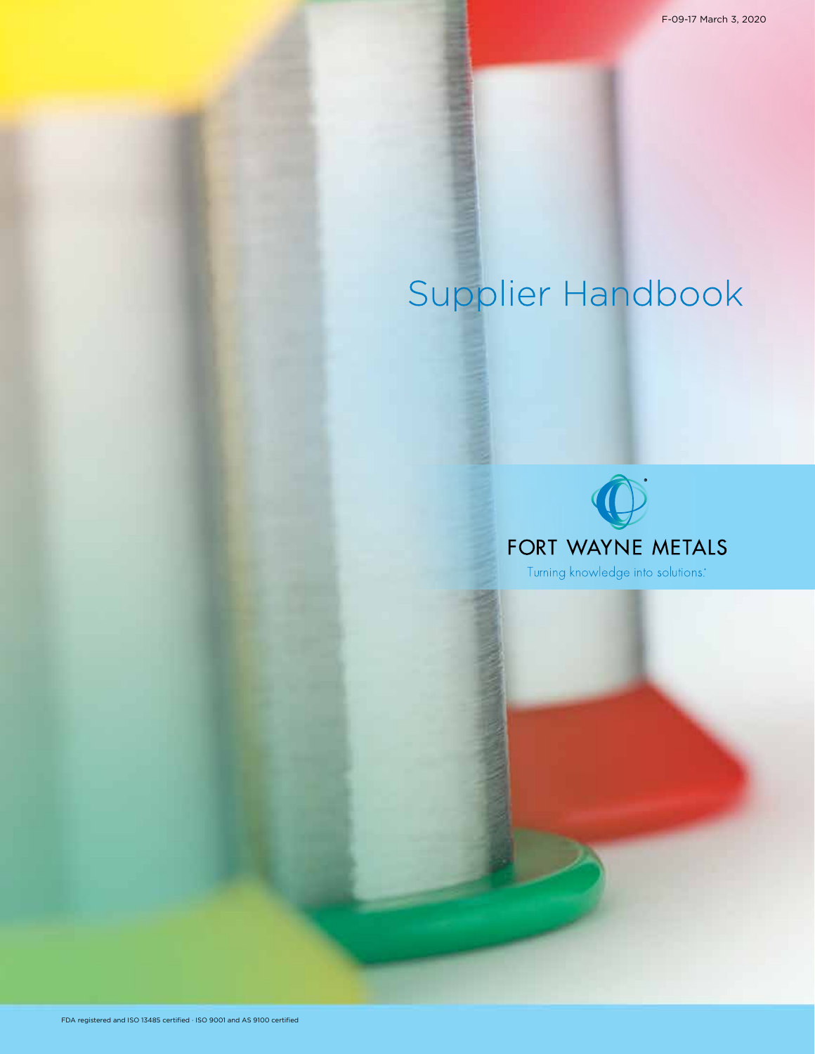F-09-17 March 3, 2020

# Supplier Handbook

FORT WAYNE METALS

Turning knowledge into solutions.®

FDA registered and ISO 13485 certified · ISO 9001 and AS 9100 certified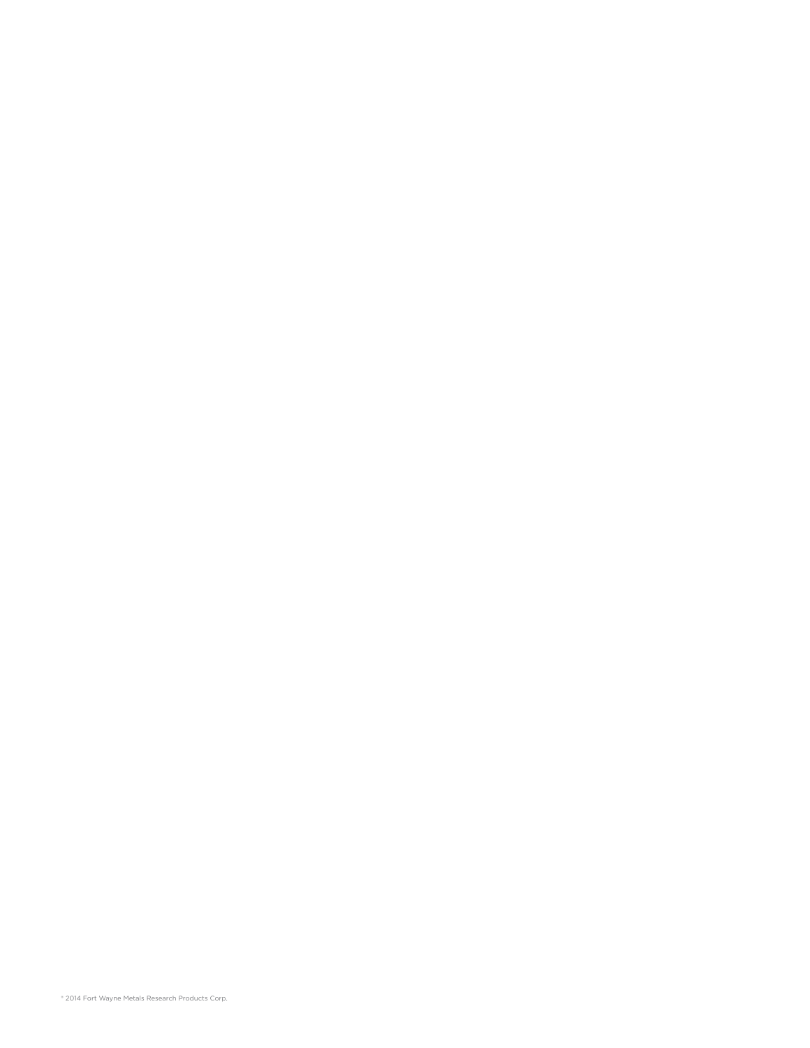© 2014 Fort Wayne Metals Research Products Corp.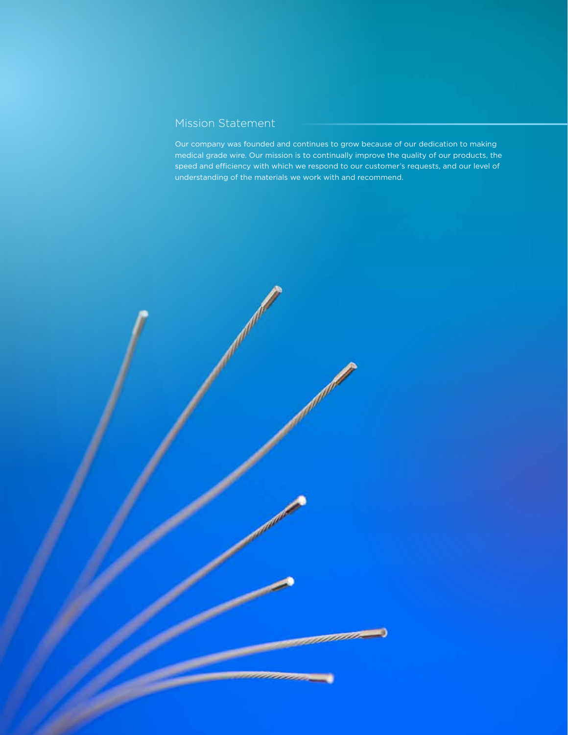## Mission Statement

Our company was founded and continues to grow because of our dedication to making medical grade wire. Our mission is to continually improve the quality of our products, the speed and efficiency with which we respond to our customer's requests, and our level of understanding of the materials we work with and recommend.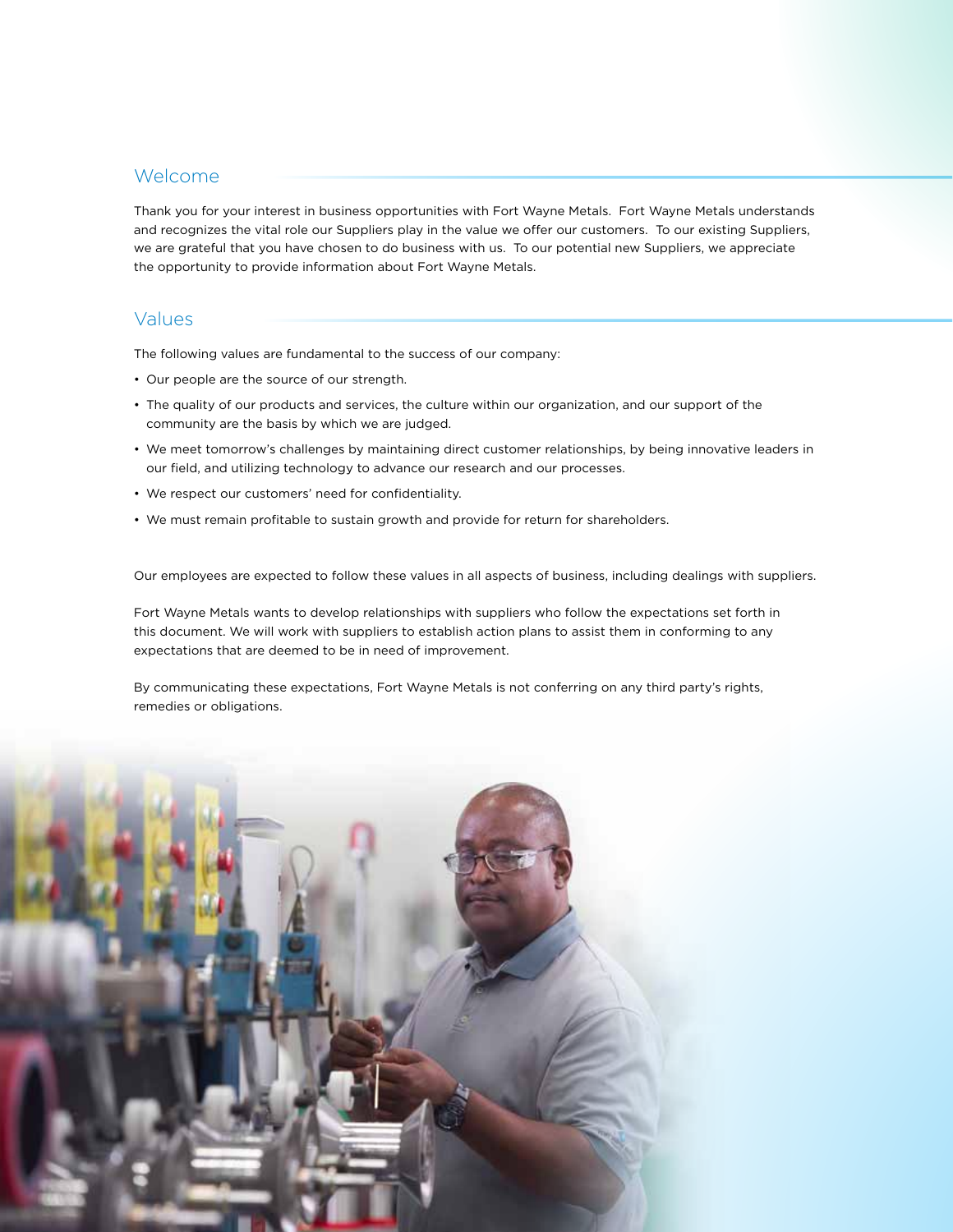## Welcome

Thank you for your interest in business opportunities with Fort Wayne Metals. Fort Wayne Metals understands and recognizes the vital role our Suppliers play in the value we offer our customers. To our existing Suppliers, we are grateful that you have chosen to do business with us. To our potential new Suppliers, we appreciate the opportunity to provide information about Fort Wayne Metals.

## Values

The following values are fundamental to the success of our company:

- Our people are the source of our strength.
- The quality of our products and services, the culture within our organization, and our support of the community are the basis by which we are judged.
- We meet tomorrow's challenges by maintaining direct customer relationships, by being innovative leaders in our field, and utilizing technology to advance our research and our processes.
- We respect our customers' need for confidentiality.
- We must remain profitable to sustain growth and provide for return for shareholders.

Our employees are expected to follow these values in all aspects of business, including dealings with suppliers.

Fort Wayne Metals wants to develop relationships with suppliers who follow the expectations set forth in this document. We will work with suppliers to establish action plans to assist them in conforming to any expectations that are deemed to be in need of improvement.

By communicating these expectations, Fort Wayne Metals is not conferring on any third party's rights, remedies or obligations.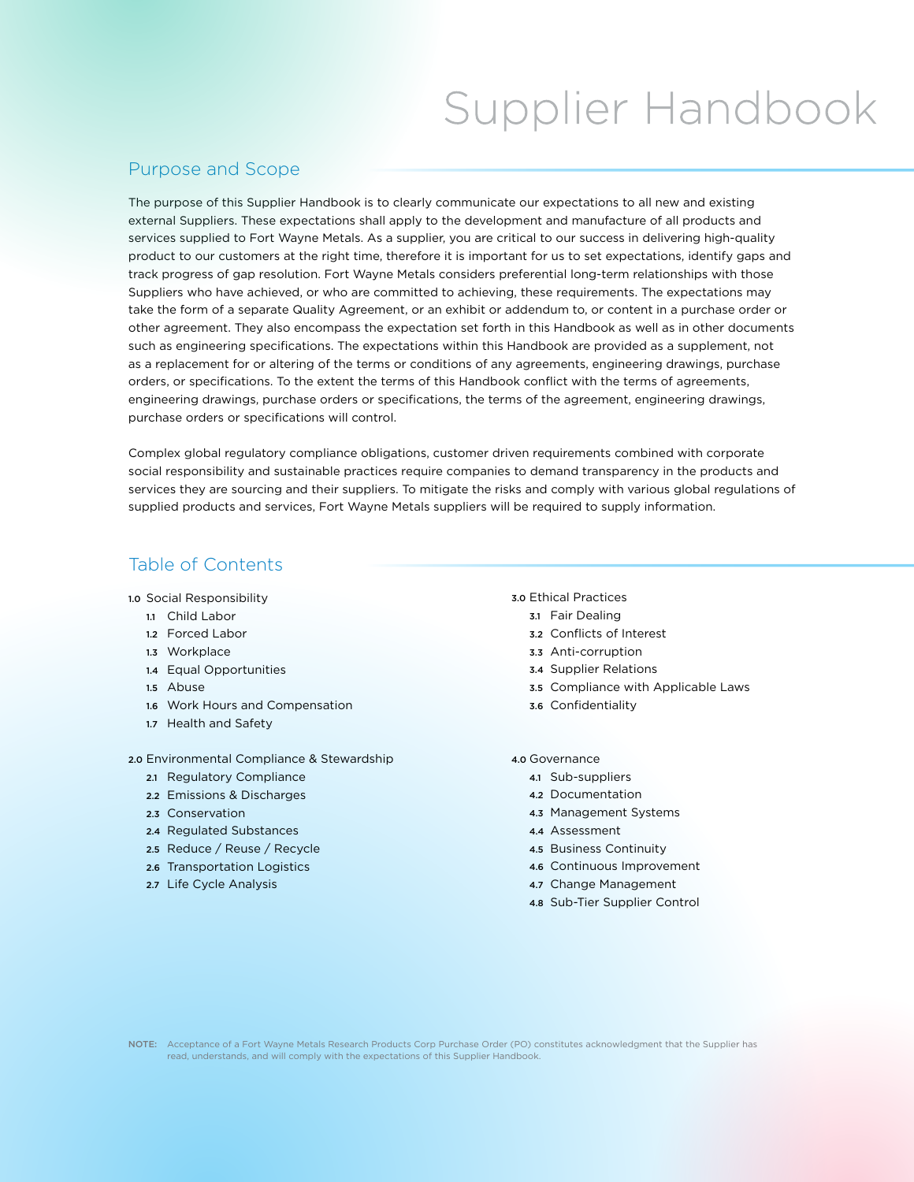# Supplier Handbook

## Purpose and Scope

The purpose of this Supplier Handbook is to clearly communicate our expectations to all new and existing external Suppliers. These expectations shall apply to the development and manufacture of all products and services supplied to Fort Wayne Metals. As a supplier, you are critical to our success in delivering high-quality product to our customers at the right time, therefore it is important for us to set expectations, identify gaps and track progress of gap resolution. Fort Wayne Metals considers preferential long-term relationships with those Suppliers who have achieved, or who are committed to achieving, these requirements. The expectations may take the form of a separate Quality Agreement, or an exhibit or addendum to, or content in a purchase order or other agreement. They also encompass the expectation set forth in this Handbook as well as in other documents such as engineering specifications. The expectations within this Handbook are provided as a supplement, not as a replacement for or altering of the terms or conditions of any agreements, engineering drawings, purchase orders, or specifications. To the extent the terms of this Handbook conflict with the terms of agreements, engineering drawings, purchase orders or specifications, the terms of the agreement, engineering drawings, purchase orders or specifications will control.

Complex global regulatory compliance obligations, customer driven requirements combined with corporate social responsibility and sustainable practices require companies to demand transparency in the products and services they are sourcing and their suppliers. To mitigate the risks and comply with various global regulations of supplied products and services, Fort Wayne Metals suppliers will be required to supply information.

## Table of Contents

- **1.0** Social Responsibility
  - **1.1** Child Labor
  - **1.2** Forced Labor
  - **1.3** Workplace
  - **1.4** Equal Opportunities
  - **1.5** Abuse
  - **1.6** Work Hours and Compensation
  - **1.7** Health and Safety
- **2.0** Environmental Compliance & Stewardship
  - **2.1** Regulatory Compliance
  - **2.2** Emissions & Discharges
  - **2.3** Conservation
  - **2.4** Regulated Substances
  - **2.5** Reduce / Reuse / Recycle
  - **2.6** Transportation Logistics
  - **2.7** Life Cycle Analysis
- **3.0** Ethical Practices
  - **3.1** Fair Dealing
  - **3.2** Conflicts of Interest
  - **3.3** Anti-corruption
  - **3.4** Supplier Relations
  - **3.5** Compliance with Applicable Laws
  - **3.6** Confidentiality
- **4.0** Governance
  - **4.1** Sub-suppliers
  - **4.2** Documentation
  - **4.3** Management Systems
  - **4.4** Assessment
  - **4.5** Business Continuity
  - **4.6** Continuous Improvement
  - **4.7** Change Management
  - **4.8** Sub-Tier Supplier Control

**NOTE:** Acceptance of a Fort Wayne Metals Research Products Corp Purchase Order (PO) constitutes acknowledgment that the Supplier has read, understands, and will comply with the expectations of this Supplier Handbook.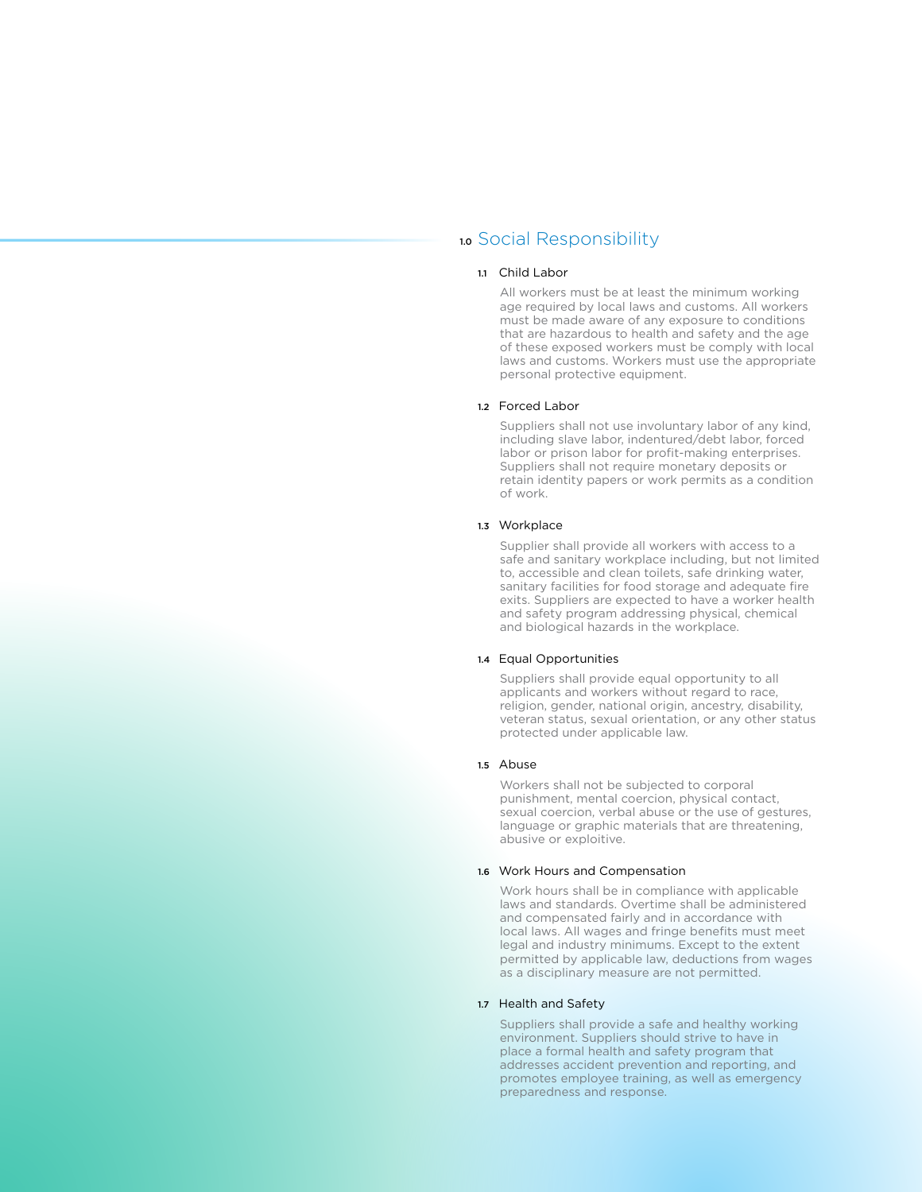# 1.0 Social Responsibility

## 1.1 Child Labor

All workers must be at least the minimum working age required by local laws and customs. All workers must be made aware of any exposure to conditions that are hazardous to health and safety and the age of these exposed workers must be comply with local laws and customs. Workers must use the appropriate personal protective equipment.

## 1.2 Forced Labor

Suppliers shall not use involuntary labor of any kind, including slave labor, indentured/debt labor, forced labor or prison labor for profit-making enterprises. Suppliers shall not require monetary deposits or retain identity papers or work permits as a condition of work.

## 1.3 Workplace

Supplier shall provide all workers with access to a safe and sanitary workplace including, but not limited to, accessible and clean toilets, safe drinking water, sanitary facilities for food storage and adequate fire exits. Suppliers are expected to have a worker health and safety program addressing physical, chemical and biological hazards in the workplace.

## 1.4 Equal Opportunities

Suppliers shall provide equal opportunity to all applicants and workers without regard to race, religion, gender, national origin, ancestry, disability, veteran status, sexual orientation, or any other status protected under applicable law.

## 1.5 Abuse

Workers shall not be subjected to corporal punishment, mental coercion, physical contact, sexual coercion, verbal abuse or the use of gestures, language or graphic materials that are threatening, abusive or exploitive.

## 1.6 Work Hours and Compensation

Work hours shall be in compliance with applicable laws and standards. Overtime shall be administered and compensated fairly and in accordance with local laws. All wages and fringe benefits must meet legal and industry minimums. Except to the extent permitted by applicable law, deductions from wages as a disciplinary measure are not permitted.

## 1.7 Health and Safety

Suppliers shall provide a safe and healthy working environment. Suppliers should strive to have in place a formal health and safety program that addresses accident prevention and reporting, and promotes employee training, as well as emergency preparedness and response.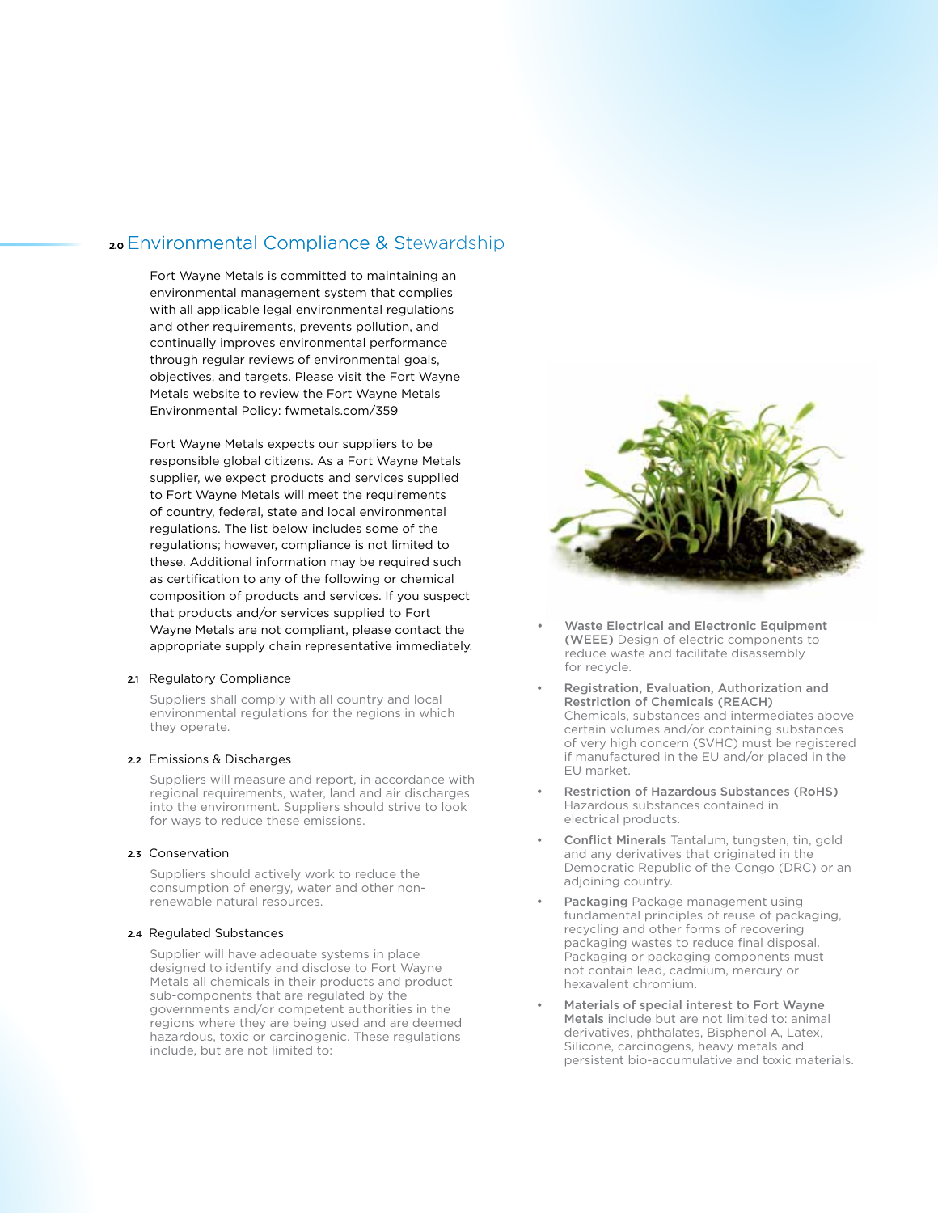## 2.0 Environmental Compliance & Stewardship

Fort Wayne Metals is committed to maintaining an environmental management system that complies with all applicable legal environmental regulations and other requirements, prevents pollution, and continually improves environmental performance through regular reviews of environmental goals, objectives, and targets. Please visit the Fort Wayne Metals website to review the Fort Wayne Metals Environmental Policy: fwmetals.com/359

Fort Wayne Metals expects our suppliers to be responsible global citizens. As a Fort Wayne Metals supplier, we expect products and services supplied to Fort Wayne Metals will meet the requirements of country, federal, state and local environmental regulations. The list below includes some of the regulations; however, compliance is not limited to these. Additional information may be required such as certification to any of the following or chemical composition of products and services. If you suspect that products and/or services supplied to Fort Wayne Metals are not compliant, please contact the appropriate supply chain representative immediately.

### 2.1 Regulatory Compliance

Suppliers shall comply with all country and local environmental regulations for the regions in which they operate.

### 2.2 Emissions & Discharges

Suppliers will measure and report, in accordance with regional requirements, water, land and air discharges into the environment. Suppliers should strive to look for ways to reduce these emissions.

### 2.3 Conservation

Suppliers should actively work to reduce the consumption of energy, water and other non-renewable natural resources.

### 2.4 Regulated Substances

Supplier will have adequate systems in place designed to identify and disclose to Fort Wayne Metals all chemicals in their products and product sub-components that are regulated by the governments and/or competent authorities in the regions where they are being used and are deemed hazardous, toxic or carcinogenic. These regulations include, but are not limited to:

- **Waste Electrical and Electronic Equipment (WEEE)** Design of electric components to reduce waste and facilitate disassembly for recycle.
- **Registration, Evaluation, Authorization and Restriction of Chemicals (REACH)** Chemicals, substances and intermediates above certain volumes and/or containing substances of very high concern (SVHC) must be registered if manufactured in the EU and/or placed in the EU market.
- **Restriction of Hazardous Substances (RoHS)** Hazardous substances contained in electrical products.
- **Conflict Minerals** Tantalum, tungsten, tin, gold and any derivatives that originated in the Democratic Republic of the Congo (DRC) or an adjoining country.
- **Packaging** Package management using fundamental principles of reuse of packaging, recycling and other forms of recovering packaging wastes to reduce final disposal. Packaging or packaging components must not contain lead, cadmium, mercury or hexavalent chromium.
- **Materials of special interest to Fort Wayne Metals** include but are not limited to: animal derivatives, phthalates, Bisphenol A, Latex, Silicone, carcinogens, heavy metals and persistent bio-accumulative and toxic materials.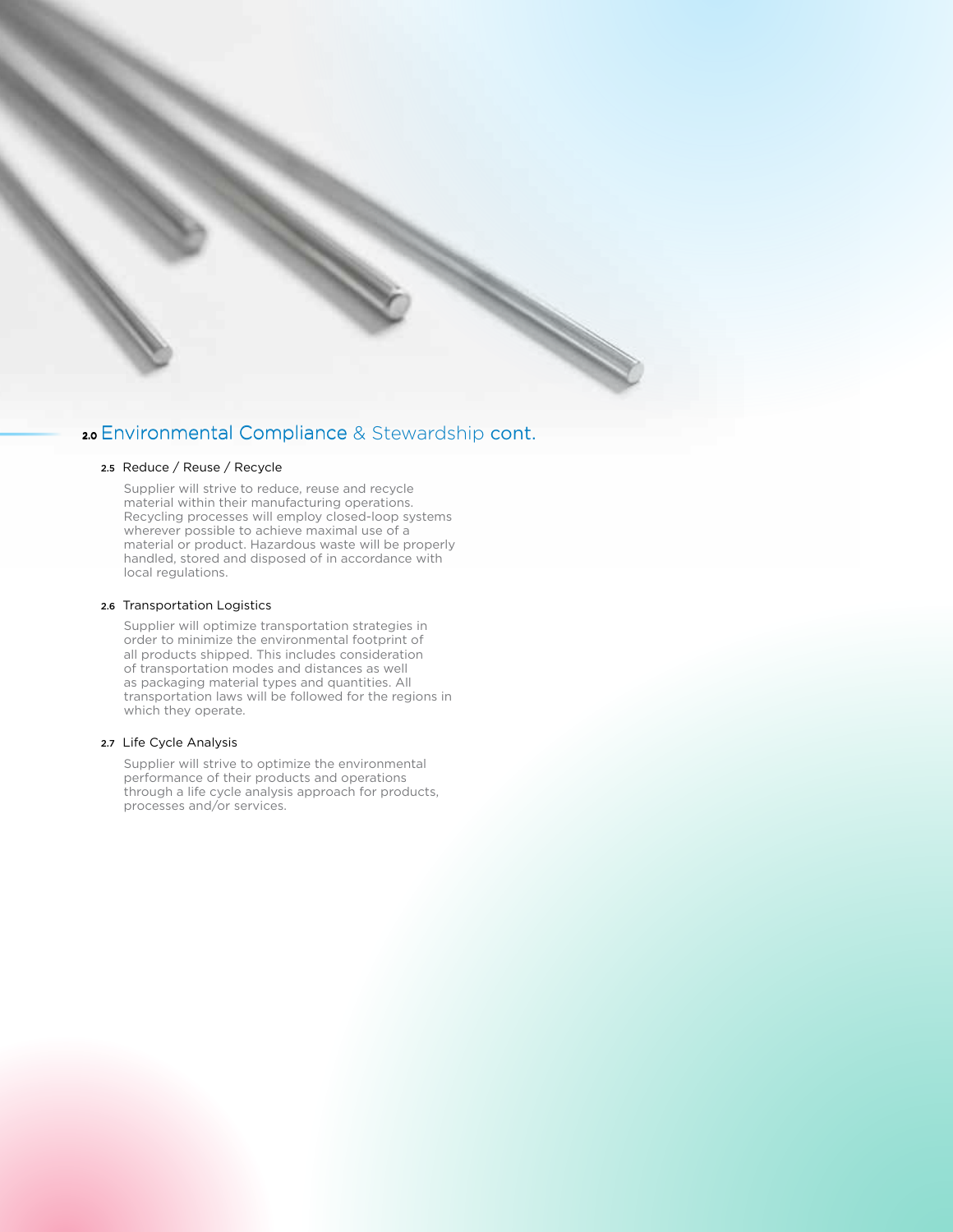## 2.0 Environmental Compliance & Stewardship cont.

### 2.5 Reduce / Reuse / Recycle

Supplier will strive to reduce, reuse and recycle material within their manufacturing operations. Recycling processes will employ closed-loop systems wherever possible to achieve maximal use of a material or product. Hazardous waste will be properly handled, stored and disposed of in accordance with local regulations.

### 2.6 Transportation Logistics

Supplier will optimize transportation strategies in order to minimize the environmental footprint of all products shipped. This includes consideration of transportation modes and distances as well as packaging material types and quantities. All transportation laws will be followed for the regions in which they operate.

### 2.7 Life Cycle Analysis

Supplier will strive to optimize the environmental performance of their products and operations through a life cycle analysis approach for products, processes and/or services.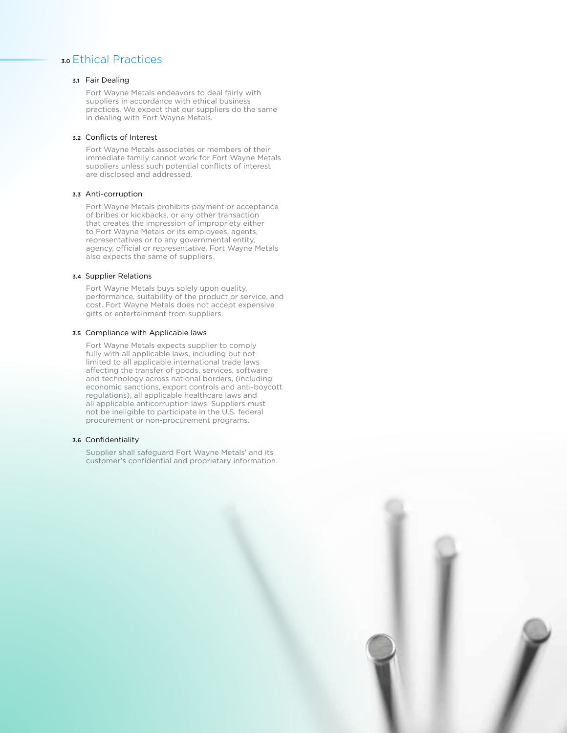# 3.0 Ethical Practices

### 3.1 Fair Dealing

Fort Wayne Metals endeavors to deal fairly with suppliers in accordance with ethical business practices. We expect that our suppliers do the same in dealing with Fort Wayne Metals.

### 3.2 Conflicts of Interest

Fort Wayne Metals associates or members of their immediate family cannot work for Fort Wayne Metals suppliers unless such potential conflicts of interest are disclosed and addressed.

### 3.3 Anti-corruption

Fort Wayne Metals prohibits payment or acceptance of bribes or kickbacks, or any other transaction that creates the impression of impropriety either to Fort Wayne Metals or its employees, agents, representatives or to any governmental entity, agency, official or representative. Fort Wayne Metals also expects the same of suppliers.

### 3.4 Supplier Relations

Fort Wayne Metals buys solely upon quality, performance, suitability of the product or service, and cost. Fort Wayne Metals does not accept expensive gifts or entertainment from suppliers.

### 3.5 Compliance with Applicable laws

Fort Wayne Metals expects supplier to comply fully with all applicable laws, including but not limited to all applicable international trade laws affecting the transfer of goods, services, software and technology across national borders, (including economic sanctions, export controls and anti-boycott regulations), all applicable healthcare laws and all applicable anticorruption laws. Suppliers must not be ineligible to participate in the U.S. federal procurement or non-procurement programs.

### 3.6 Confidentiality

Supplier shall safeguard Fort Wayne Metals' and its customer's confidential and proprietary information.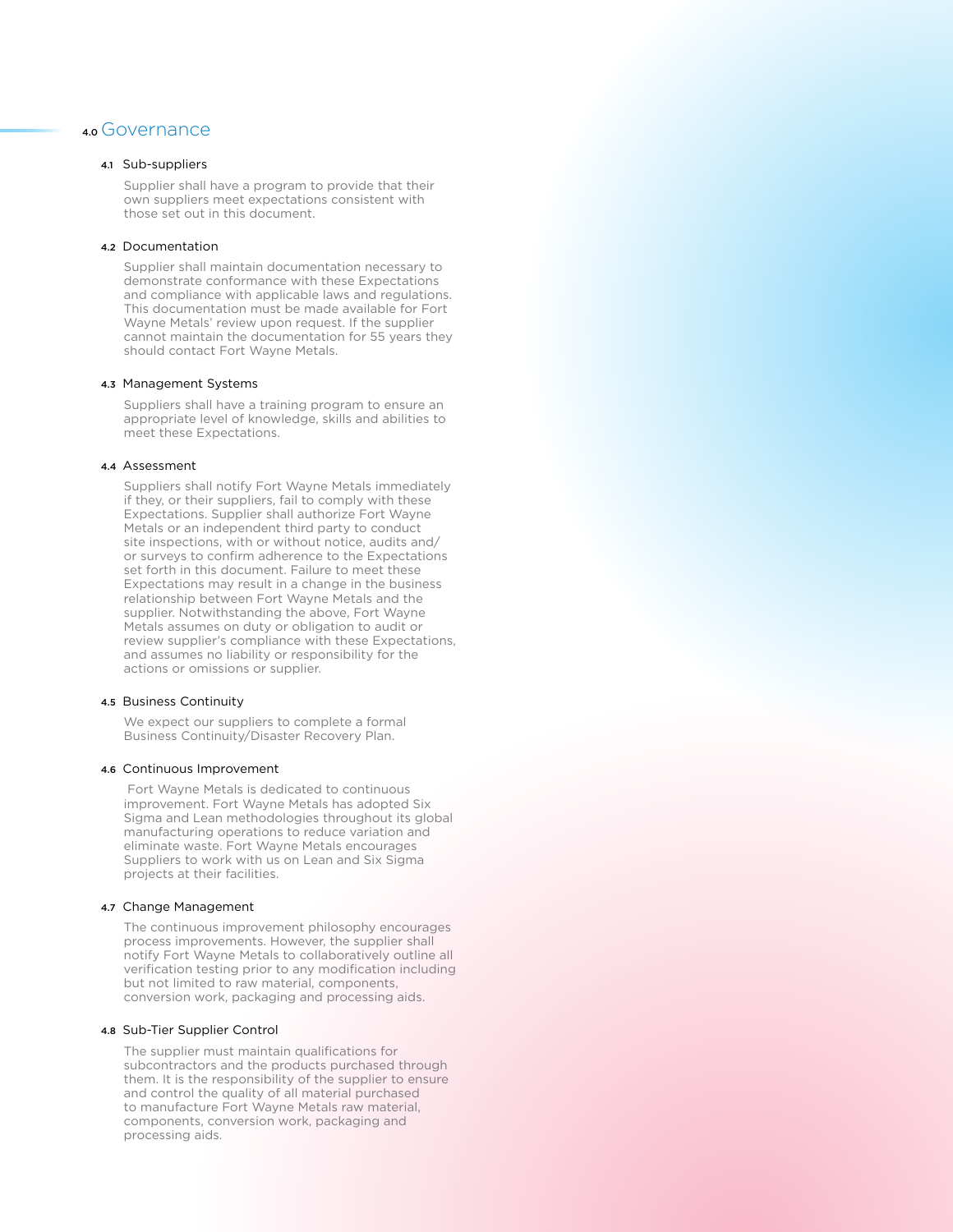## 4.0 Governance

### 4.1 Sub-suppliers

Supplier shall have a program to provide that their own suppliers meet expectations consistent with those set out in this document.

### 4.2 Documentation

Supplier shall maintain documentation necessary to demonstrate conformance with these Expectations and compliance with applicable laws and regulations. This documentation must be made available for Fort Wayne Metals' review upon request. If the supplier cannot maintain the documentation for 55 years they should contact Fort Wayne Metals.

### 4.3 Management Systems

Suppliers shall have a training program to ensure an appropriate level of knowledge, skills and abilities to meet these Expectations.

### 4.4 Assessment

Suppliers shall notify Fort Wayne Metals immediately if they, or their suppliers, fail to comply with these Expectations. Supplier shall authorize Fort Wayne Metals or an independent third party to conduct site inspections, with or without notice, audits and/or surveys to confirm adherence to the Expectations set forth in this document. Failure to meet these Expectations may result in a change in the business relationship between Fort Wayne Metals and the supplier. Notwithstanding the above, Fort Wayne Metals assumes on duty or obligation to audit or review supplier's compliance with these Expectations, and assumes no liability or responsibility for the actions or omissions or supplier.

### 4.5 Business Continuity

We expect our suppliers to complete a formal Business Continuity/Disaster Recovery Plan.

### 4.6 Continuous Improvement

Fort Wayne Metals is dedicated to continuous improvement. Fort Wayne Metals has adopted Six Sigma and Lean methodologies throughout its global manufacturing operations to reduce variation and eliminate waste. Fort Wayne Metals encourages Suppliers to work with us on Lean and Six Sigma projects at their facilities.

### 4.7 Change Management

The continuous improvement philosophy encourages process improvements. However, the supplier shall notify Fort Wayne Metals to collaboratively outline all verification testing prior to any modification including but not limited to raw material, components, conversion work, packaging and processing aids.

### 4.8 Sub-Tier Supplier Control

The supplier must maintain qualifications for subcontractors and the products purchased through them. It is the responsibility of the supplier to ensure and control the quality of all material purchased to manufacture Fort Wayne Metals raw material, components, conversion work, packaging and processing aids.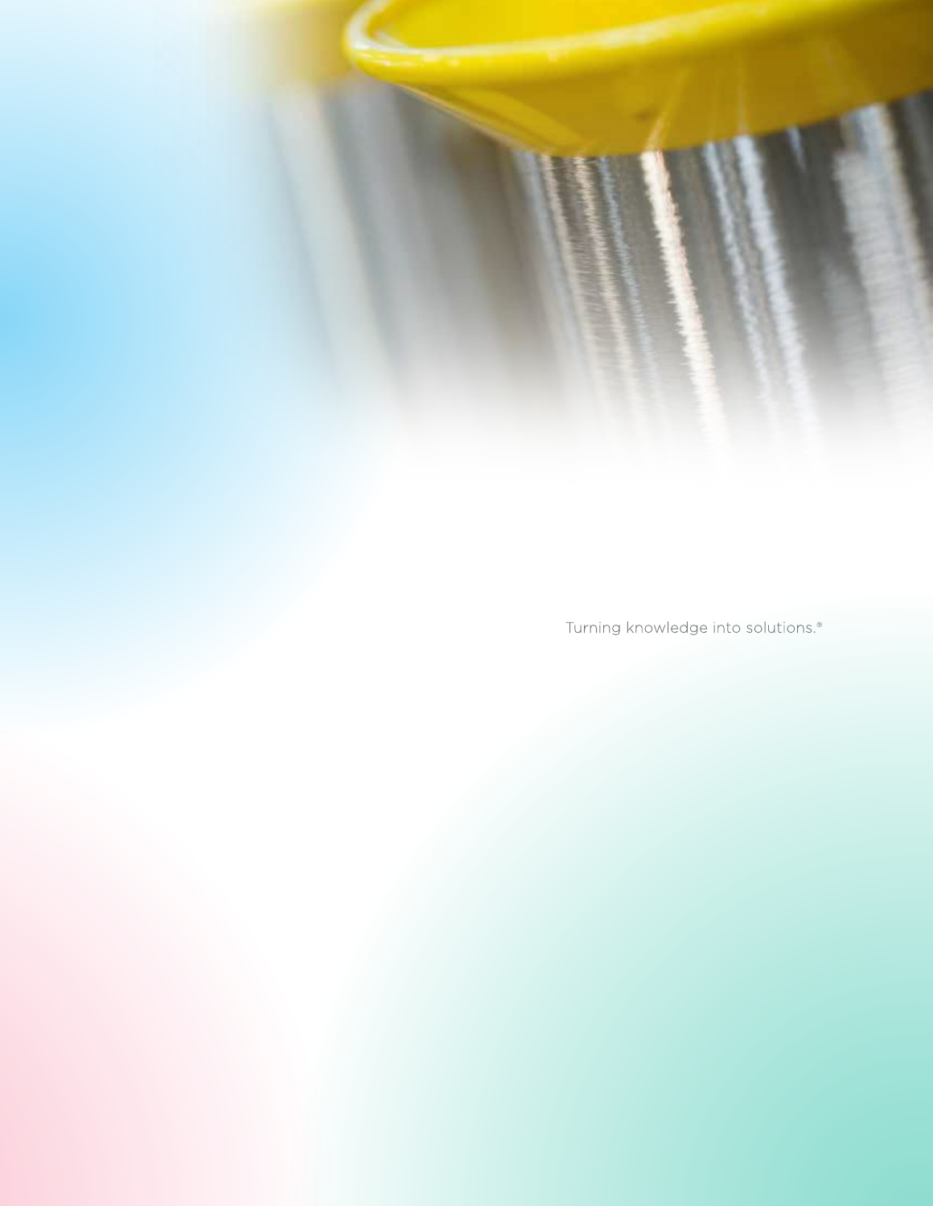Turning knowledge into solutions.®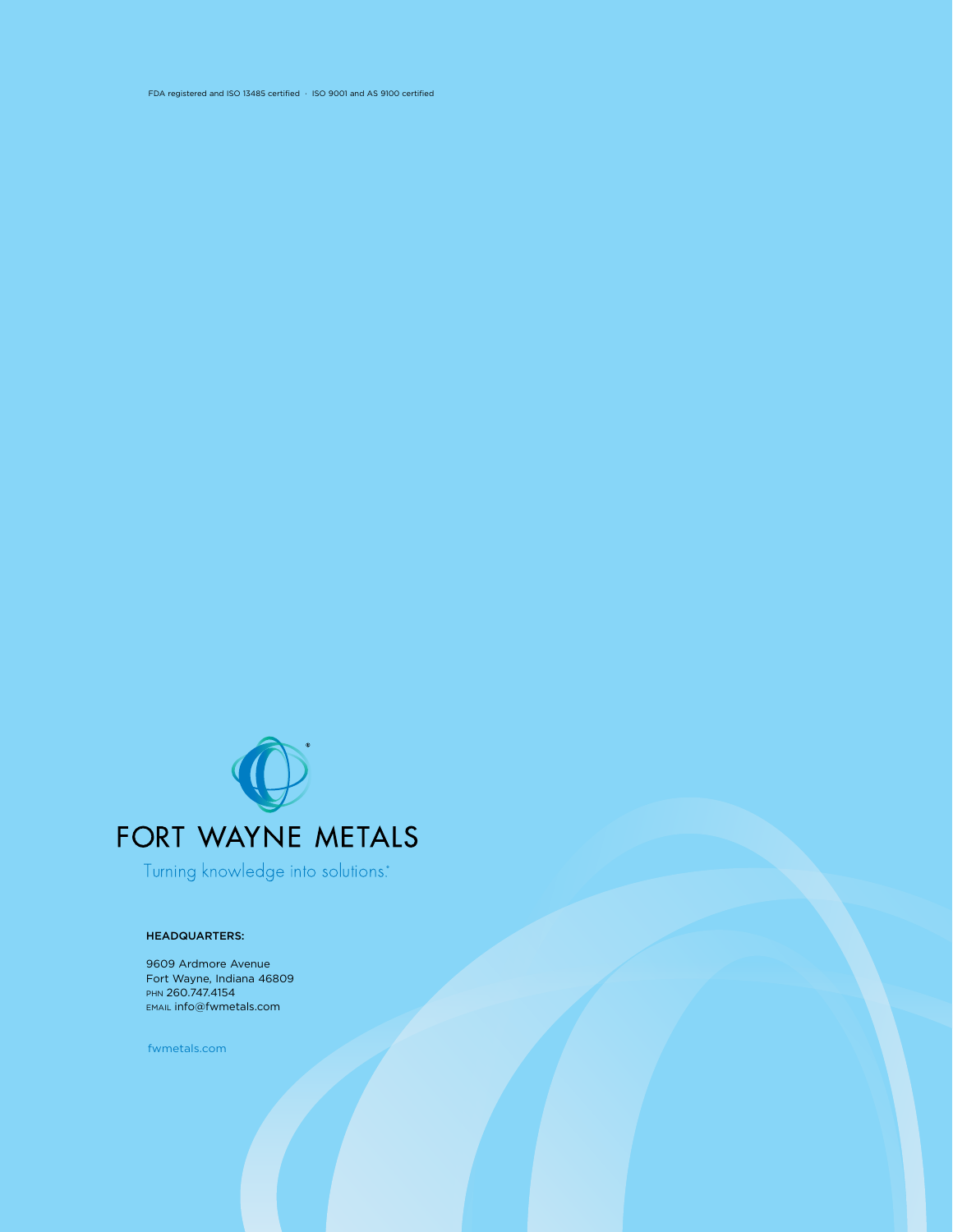FDA registered and ISO 13485 certified · ISO 9001 and AS 9100 certified

FORT WAYNE METALS

Turning knowledge into solutions.®

**HEADQUARTERS:**

9609 Ardmore Avenue
Fort Wayne, Indiana 46809
PHN 260.747.4154
EMAIL info@fwmetals.com

fwmetals.com